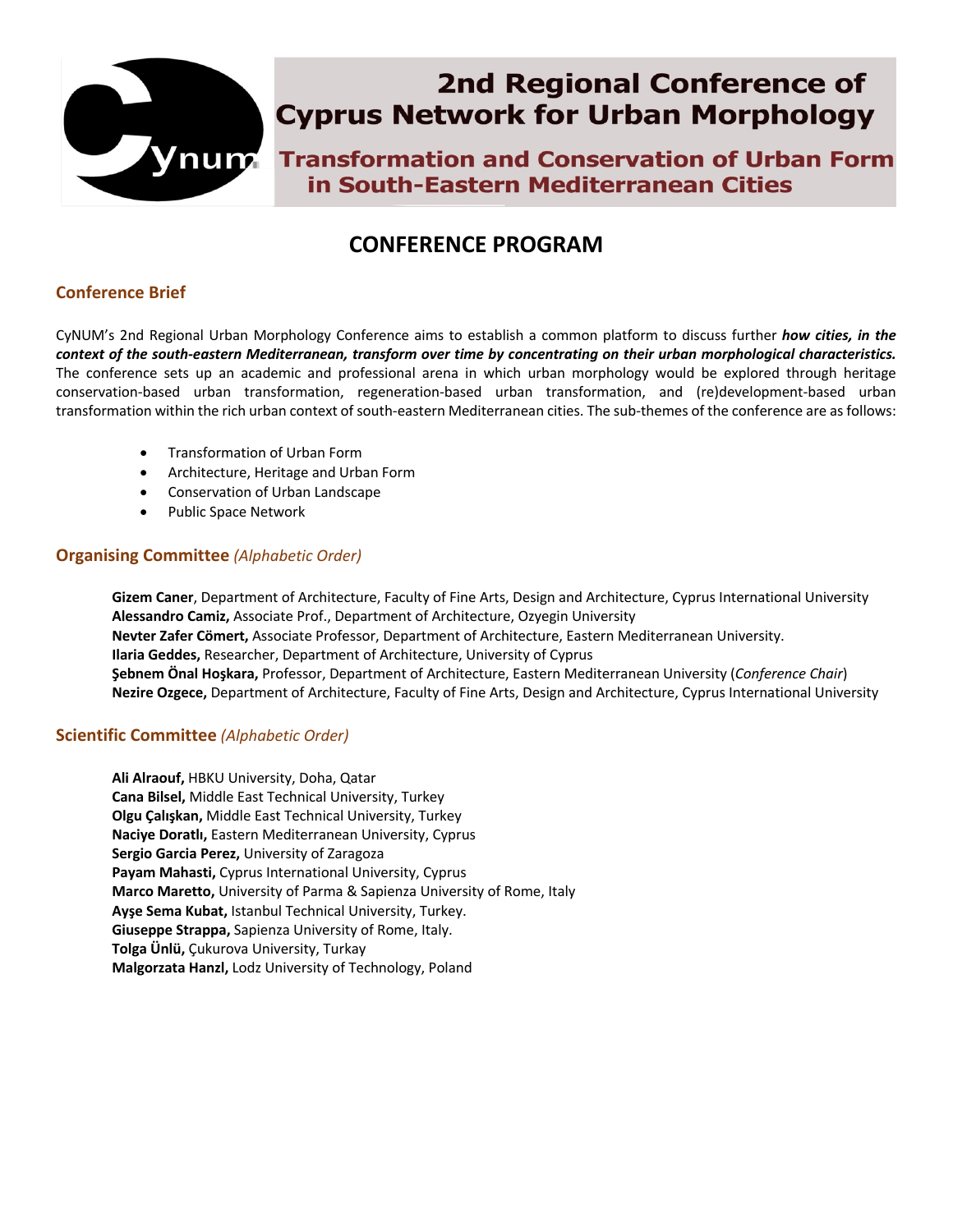# 2nd Regional Conference of Cyprus Network for Urban Morphology

## Transformation and Conservation of Urban Form in South-Eastern Mediterranean Cities

# CONFERENCE PROGRAM

## Conference Brief

CyNUM's 2nd Regional Urban Morphology Conference aims to establish a common platform to discuss further ***how cities, in the context of the south-eastern Mediterranean, transform over time by concentrating on their urban morphological characteristics.*** The conference sets up an academic and professional arena in which urban morphology would be explored through heritage conservation-based urban transformation, regeneration-based urban transformation, and (re)development-based urban transformation within the rich urban context of south-eastern Mediterranean cities. The sub-themes of the conference are as follows:

- Transformation of Urban Form
- Architecture, Heritage and Urban Form
- Conservation of Urban Landscape
- Public Space Network

## Organising Committee *(Alphabetic Order)*

**Gizem Caner**, Department of Architecture, Faculty of Fine Arts, Design and Architecture, Cyprus International University
**Alessandro Camiz,** Associate Prof., Department of Architecture, Ozyegin University
**Nevter Zafer Cömert,** Associate Professor, Department of Architecture, Eastern Mediterranean University.
**Ilaria Geddes,** Researcher, Department of Architecture, University of Cyprus
**Şebnem Önal Hoşkara,** Professor, Department of Architecture, Eastern Mediterranean University (*Conference Chair*)
**Nezire Ozgece,** Department of Architecture, Faculty of Fine Arts, Design and Architecture, Cyprus International University

## Scientific Committee *(Alphabetic Order)*

**Ali Alraouf,** HBKU University, Doha, Qatar
**Cana Bilsel,** Middle East Technical University, Turkey
**Olgu Çalışkan,** Middle East Technical University, Turkey
**Naciye Doratlı,** Eastern Mediterranean University, Cyprus
**Sergio Garcia Perez,** University of Zaragoza
**Payam Mahasti,** Cyprus International University, Cyprus
**Marco Maretto,** University of Parma & Sapienza University of Rome, Italy
**Ayşe Sema Kubat,** Istanbul Technical University, Turkey.
**Giuseppe Strappa,** Sapienza University of Rome, Italy.
**Tolga Ünlü,** Çukurova University, Turkay
**Malgorzata Hanzl,** Lodz University of Technology, Poland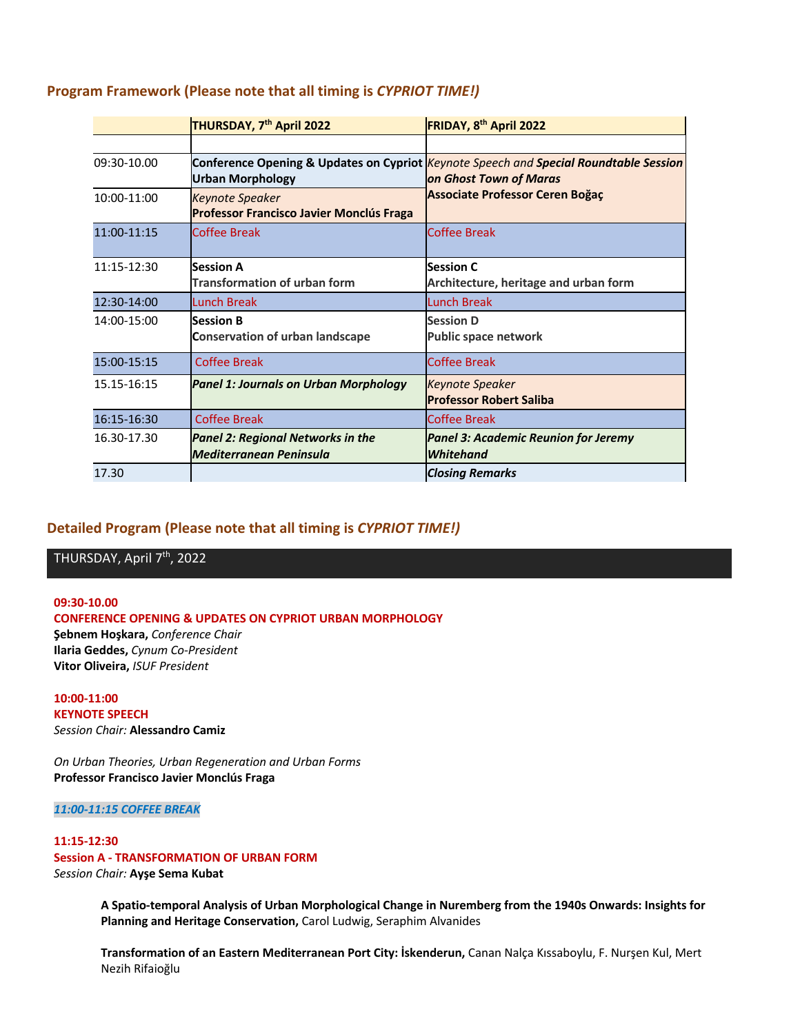## Program Framework (Please note that all timing is *CYPRIOT TIME!)*

| | THURSDAY, 7th April 2022 | FRIDAY, 8th April 2022 |
|---|---|---|
| | | |
| 09:30-10.00 | **Conference Opening & Updates on Cypriot Urban Morphology** | *Keynote Speech and* ***Special Roundtable Session on Ghost Town of Maras*** **Associate Professor Ceren Boğaç** |
| 10:00-11:00 | *Keynote Speaker* **Professor Francisco Javier Monclús Fraga** | |
| 11:00-11:15 | Coffee Break | Coffee Break |
| 11:15-12:30 | **Session A** **Transformation of urban form** | **Session C** **Architecture, heritage and urban form** |
| 12:30-14:00 | Lunch Break | Lunch Break |
| 14:00-15:00 | **Session B** **Conservation of urban landscape** | **Session D** **Public space network** |
| 15:00-15:15 | Coffee Break | Coffee Break |
| 15.15-16:15 | ***Panel 1: Journals on Urban Morphology*** | *Keynote Speaker* **Professor Robert Saliba** |
| 16:15-16:30 | Coffee Break | Coffee Break |
| 16.30-17.30 | ***Panel 2: Regional Networks in the Mediterranean Peninsula*** | ***Panel 3: Academic Reunion for Jeremy Whitehand*** |
| 17.30 | | ***Closing Remarks*** |

## Detailed Program (Please note that all timing is *CYPRIOT TIME!)*

### THURSDAY, April 7th, 2022

**09:30-10.00**
**CONFERENCE OPENING & UPDATES ON CYPRIOT URBAN MORPHOLOGY**
**Şebnem Hoşkara,** *Conference Chair*
**Ilaria Geddes,** *Cynum Co-President*
**Vitor Oliveira,** *ISUF President*

**10:00-11:00**
**KEYNOTE SPEECH**
*Session Chair:* **Alessandro Camiz**

*On Urban Theories, Urban Regeneration and Urban Forms*
**Professor Francisco Javier Monclús Fraga**

***11:00-11:15 COFFEE BREAK***

**11:15-12:30**
**Session A - TRANSFORMATION OF URBAN FORM**
*Session Chair:* **Ayşe Sema Kubat**

**A Spatio-temporal Analysis of Urban Morphological Change in Nuremberg from the 1940s Onwards: Insights for Planning and Heritage Conservation,** Carol Ludwig, Seraphim Alvanides

**Transformation of an Eastern Mediterranean Port City: İskenderun,** Canan Nalça Kıssaboylu, F. Nurşen Kul, Mert Nezih Rifaioğlu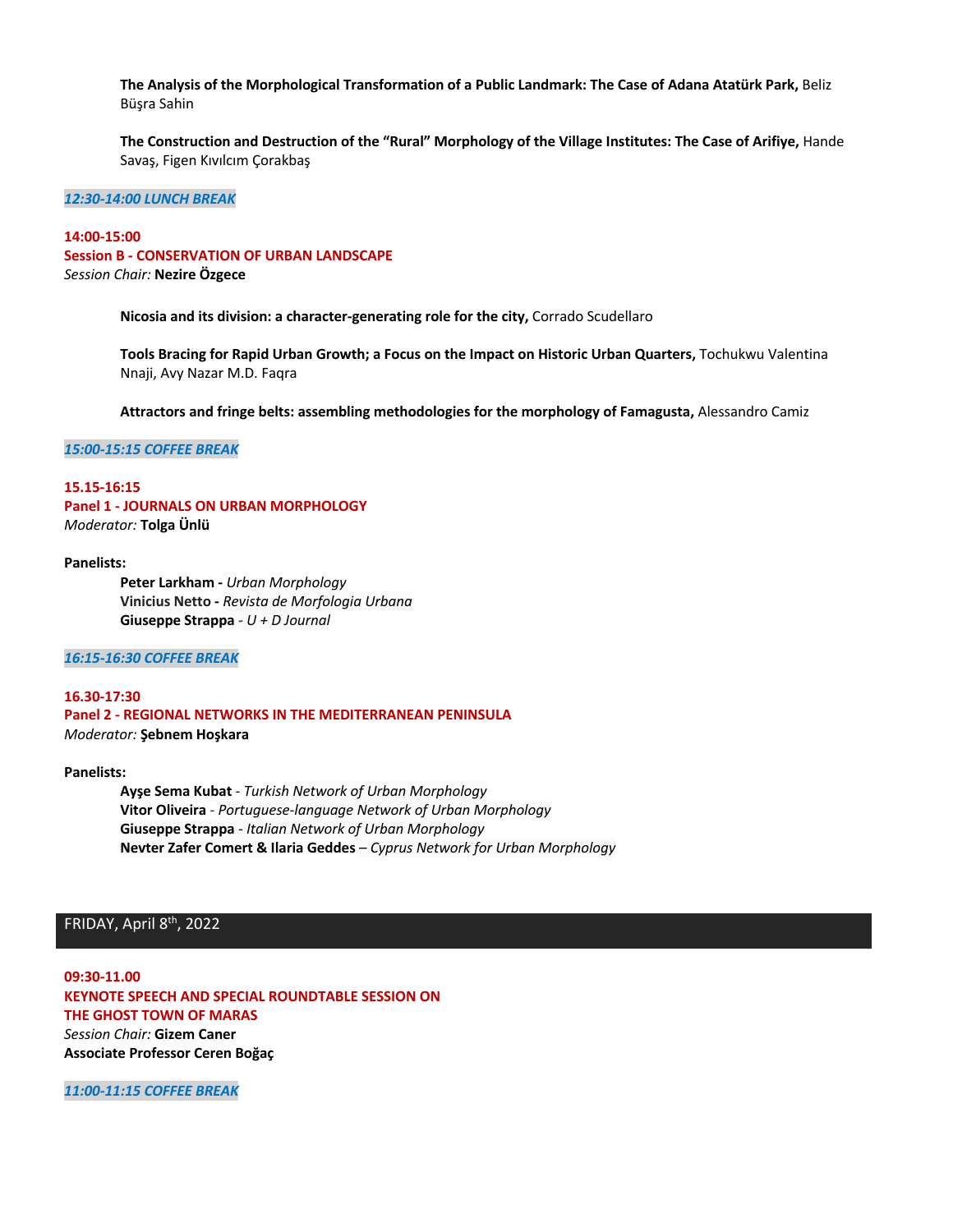**The Analysis of the Morphological Transformation of a Public Landmark: The Case of Adana Atatürk Park,** Beliz Büşra Sahin

**The Construction and Destruction of the "Rural" Morphology of the Village Institutes: The Case of Arifiye,** Hande Savaş, Figen Kıvılcım Çorakbaş

***12:30-14:00 LUNCH BREAK***

**14:00-15:00**
**Session B - CONSERVATION OF URBAN LANDSCAPE**
*Session Chair:* **Nezire Özgece**

**Nicosia and its division: a character-generating role for the city,** Corrado Scudellaro

**Tools Bracing for Rapid Urban Growth; a Focus on the Impact on Historic Urban Quarters,** Tochukwu Valentina Nnaji, Avy Nazar M.D. Faqra

**Attractors and fringe belts: assembling methodologies for the morphology of Famagusta,** Alessandro Camiz

***15:00-15:15 COFFEE BREAK***

**15.15-16:15**
**Panel 1 - JOURNALS ON URBAN MORPHOLOGY**
*Moderator:* **Tolga Ünlü**

**Panelists:**

**Peter Larkham -** *Urban Morphology*
**Vinicius Netto -** *Revista de Morfologia Urbana*
**Giuseppe Strappa** *- U + D Journal*

***16:15-16:30 COFFEE BREAK***

**16.30-17:30**
**Panel 2 - REGIONAL NETWORKS IN THE MEDITERRANEAN PENINSULA**
*Moderator:* **Şebnem Hoşkara**

**Panelists:**

**Ayşe Sema Kubat** *- Turkish Network of Urban Morphology*
**Vitor Oliveira** *- Portuguese-language Network of Urban Morphology*
**Giuseppe Strappa** *- Italian Network of Urban Morphology*
**Nevter Zafer Comert & Ilaria Geddes** *– Cyprus Network for Urban Morphology*

## FRIDAY, April 8th, 2022

**09:30-11.00**
**KEYNOTE SPEECH AND SPECIAL ROUNDTABLE SESSION ON THE GHOST TOWN OF MARAS**
*Session Chair:* **Gizem Caner**
**Associate Professor Ceren Boğaç**

***11:00-11:15 COFFEE BREAK***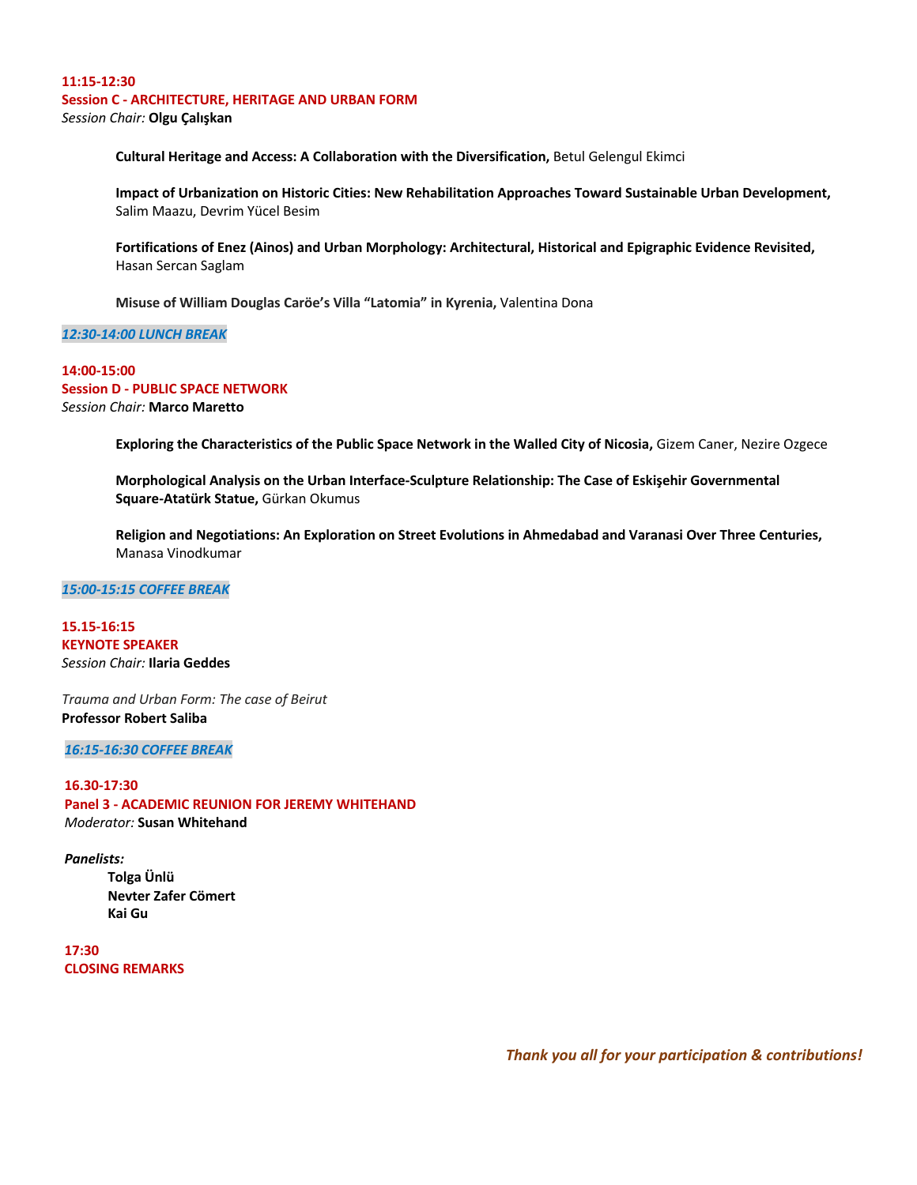**11:15-12:30**
**Session C - ARCHITECTURE, HERITAGE AND URBAN FORM**
*Session Chair:* **Olgu Çalışkan**

**Cultural Heritage and Access: A Collaboration with the Diversification,** Betul Gelengul Ekimci

**Impact of Urbanization on Historic Cities: New Rehabilitation Approaches Toward Sustainable Urban Development,** Salim Maazu, Devrim Yücel Besim

**Fortifications of Enez (Ainos) and Urban Morphology: Architectural, Historical and Epigraphic Evidence Revisited,** Hasan Sercan Saglam

**Misuse of William Douglas Caröe's Villa "Latomia" in Kyrenia,** Valentina Dona

***12:30-14:00 LUNCH BREAK***

**14:00-15:00**
**Session D - PUBLIC SPACE NETWORK**
*Session Chair:* **Marco Maretto**

**Exploring the Characteristics of the Public Space Network in the Walled City of Nicosia,** Gizem Caner, Nezire Ozgece

**Morphological Analysis on the Urban Interface-Sculpture Relationship: The Case of Eskişehir Governmental Square-Atatürk Statue,** Gürkan Okumus

**Religion and Negotiations: An Exploration on Street Evolutions in Ahmedabad and Varanasi Over Three Centuries,** Manasa Vinodkumar

***15:00-15:15 COFFEE BREAK***

**15.15-16:15**
**KEYNOTE SPEAKER**
*Session Chair:* **Ilaria Geddes**

*Trauma and Urban Form: The case of Beirut*
**Professor Robert Saliba**

***16:15-16:30 COFFEE BREAK***

**16.30-17:30**
**Panel 3 - ACADEMIC REUNION FOR JEREMY WHITEHAND**
*Moderator:* **Susan Whitehand**

***Panelists:***

**Tolga Ünlü**
**Nevter Zafer Cömert**
**Kai Gu**

**17:30**
**CLOSING REMARKS**

***Thank you all for your participation & contributions!***